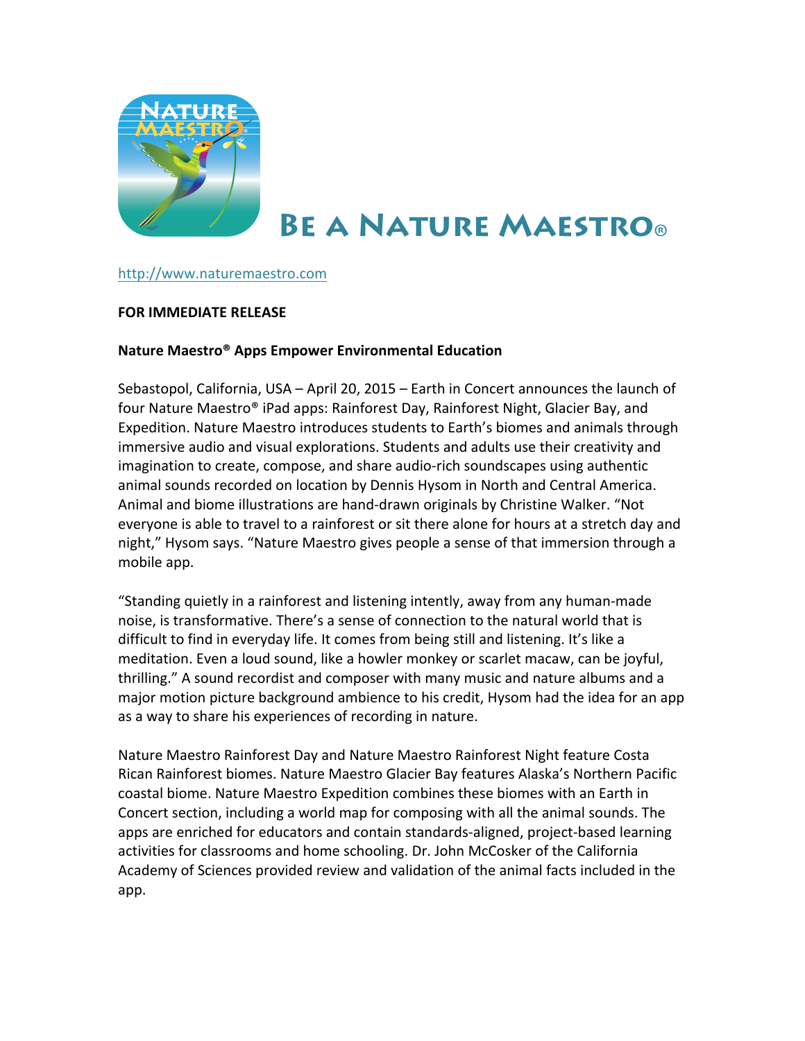# Be a Nature Maestro®

http://www.naturemaestro.com

**FOR IMMEDIATE RELEASE**

**Nature Maestro® Apps Empower Environmental Education**

Sebastopol, California, USA – April 20, 2015 – Earth in Concert announces the launch of four Nature Maestro® iPad apps: Rainforest Day, Rainforest Night, Glacier Bay, and Expedition. Nature Maestro introduces students to Earth's biomes and animals through immersive audio and visual explorations. Students and adults use their creativity and imagination to create, compose, and share audio-rich soundscapes using authentic animal sounds recorded on location by Dennis Hysom in North and Central America. Animal and biome illustrations are hand-drawn originals by Christine Walker. "Not everyone is able to travel to a rainforest or sit there alone for hours at a stretch day and night," Hysom says. "Nature Maestro gives people a sense of that immersion through a mobile app.

"Standing quietly in a rainforest and listening intently, away from any human-made noise, is transformative. There's a sense of connection to the natural world that is difficult to find in everyday life. It comes from being still and listening. It's like a meditation. Even a loud sound, like a howler monkey or scarlet macaw, can be joyful, thrilling." A sound recordist and composer with many music and nature albums and a major motion picture background ambience to his credit, Hysom had the idea for an app as a way to share his experiences of recording in nature.

Nature Maestro Rainforest Day and Nature Maestro Rainforest Night feature Costa Rican Rainforest biomes. Nature Maestro Glacier Bay features Alaska's Northern Pacific coastal biome. Nature Maestro Expedition combines these biomes with an Earth in Concert section, including a world map for composing with all the animal sounds. The apps are enriched for educators and contain standards-aligned, project-based learning activities for classrooms and home schooling. Dr. John McCosker of the California Academy of Sciences provided review and validation of the animal facts included in the app.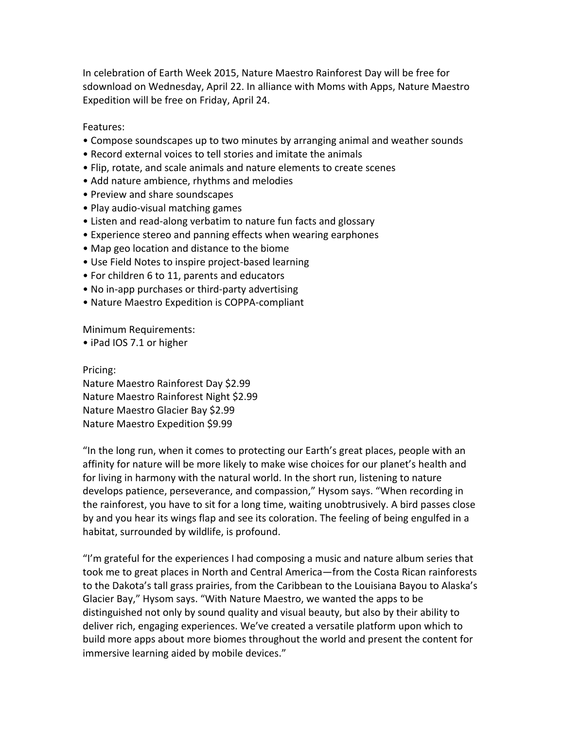In celebration of Earth Week 2015, Nature Maestro Rainforest Day will be free for sdownload on Wednesday, April 22. In alliance with Moms with Apps, Nature Maestro Expedition will be free on Friday, April 24.

Features:

- Compose soundscapes up to two minutes by arranging animal and weather sounds
- Record external voices to tell stories and imitate the animals
- Flip, rotate, and scale animals and nature elements to create scenes
- Add nature ambience, rhythms and melodies
- Preview and share soundscapes
- Play audio-visual matching games
- Listen and read-along verbatim to nature fun facts and glossary
- Experience stereo and panning effects when wearing earphones
- Map geo location and distance to the biome
- Use Field Notes to inspire project-based learning
- For children 6 to 11, parents and educators
- No in-app purchases or third-party advertising
- Nature Maestro Expedition is COPPA-compliant

Minimum Requirements:

- iPad IOS 7.1 or higher

Pricing:
Nature Maestro Rainforest Day $2.99
Nature Maestro Rainforest Night $2.99
Nature Maestro Glacier Bay $2.99
Nature Maestro Expedition $9.99

"In the long run, when it comes to protecting our Earth's great places, people with an affinity for nature will be more likely to make wise choices for our planet's health and for living in harmony with the natural world. In the short run, listening to nature develops patience, perseverance, and compassion," Hysom says. "When recording in the rainforest, you have to sit for a long time, waiting unobtrusively. A bird passes close by and you hear its wings flap and see its coloration. The feeling of being engulfed in a habitat, surrounded by wildlife, is profound.

"I'm grateful for the experiences I had composing a music and nature album series that took me to great places in North and Central America—from the Costa Rican rainforests to the Dakota's tall grass prairies, from the Caribbean to the Louisiana Bayou to Alaska's Glacier Bay," Hysom says. "With Nature Maestro, we wanted the apps to be distinguished not only by sound quality and visual beauty, but also by their ability to deliver rich, engaging experiences. We've created a versatile platform upon which to build more apps about more biomes throughout the world and present the content for immersive learning aided by mobile devices."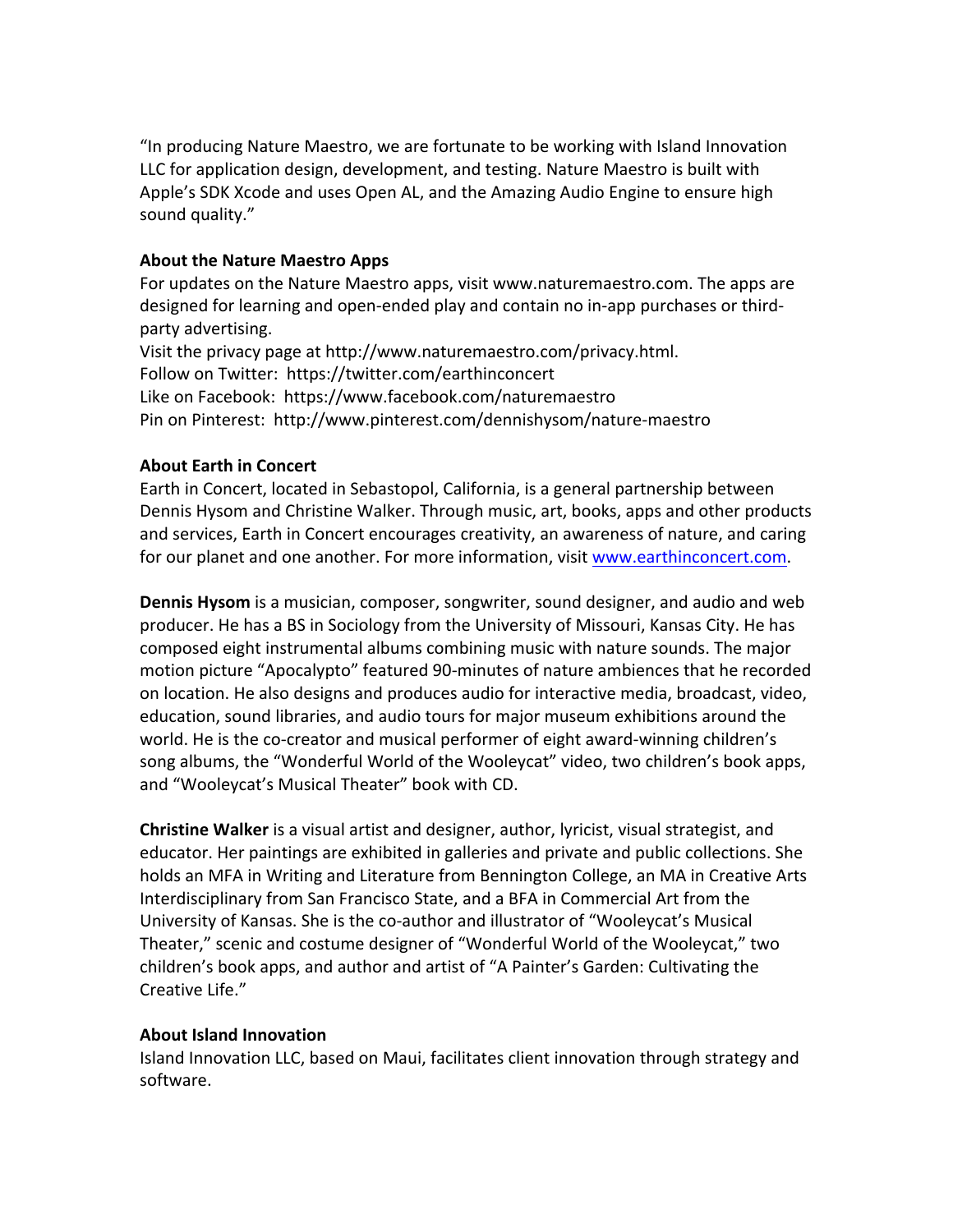"In producing Nature Maestro, we are fortunate to be working with Island Innovation LLC for application design, development, and testing. Nature Maestro is built with Apple's SDK Xcode and uses Open AL, and the Amazing Audio Engine to ensure high sound quality."

**About the Nature Maestro Apps**

For updates on the Nature Maestro apps, visit www.naturemaestro.com. The apps are designed for learning and open-ended play and contain no in-app purchases or third-party advertising.
Visit the privacy page at http://www.naturemaestro.com/privacy.html.
Follow on Twitter: https://twitter.com/earthinconcert
Like on Facebook: https://www.facebook.com/naturemaestro
Pin on Pinterest: http://www.pinterest.com/dennishysom/nature-maestro

**About Earth in Concert**

Earth in Concert, located in Sebastopol, California, is a general partnership between Dennis Hysom and Christine Walker. Through music, art, books, apps and other products and services, Earth in Concert encourages creativity, an awareness of nature, and caring for our planet and one another. For more information, visit [www.earthinconcert.com](http://www.earthinconcert.com).

**Dennis Hysom** is a musician, composer, songwriter, sound designer, and audio and web producer. He has a BS in Sociology from the University of Missouri, Kansas City. He has composed eight instrumental albums combining music with nature sounds. The major motion picture "Apocalypto" featured 90-minutes of nature ambiences that he recorded on location. He also designs and produces audio for interactive media, broadcast, video, education, sound libraries, and audio tours for major museum exhibitions around the world. He is the co-creator and musical performer of eight award-winning children's song albums, the "Wonderful World of the Wooleycat" video, two children's book apps, and "Wooleycat's Musical Theater" book with CD.

**Christine Walker** is a visual artist and designer, author, lyricist, visual strategist, and educator. Her paintings are exhibited in galleries and private and public collections. She holds an MFA in Writing and Literature from Bennington College, an MA in Creative Arts Interdisciplinary from San Francisco State, and a BFA in Commercial Art from the University of Kansas. She is the co-author and illustrator of "Wooleycat's Musical Theater," scenic and costume designer of "Wonderful World of the Wooleycat," two children's book apps, and author and artist of "A Painter's Garden: Cultivating the Creative Life."

**About Island Innovation**

Island Innovation LLC, based on Maui, facilitates client innovation through strategy and software.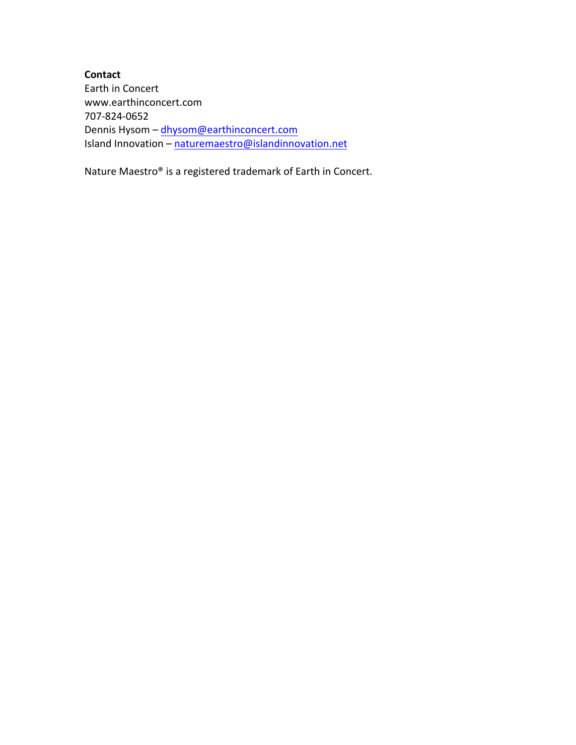**Contact**
Earth in Concert
www.earthinconcert.com
707-824-0652
Dennis Hysom – dhysom@earthinconcert.com
Island Innovation – naturemaestro@islandinnovation.net

Nature Maestro® is a registered trademark of Earth in Concert.